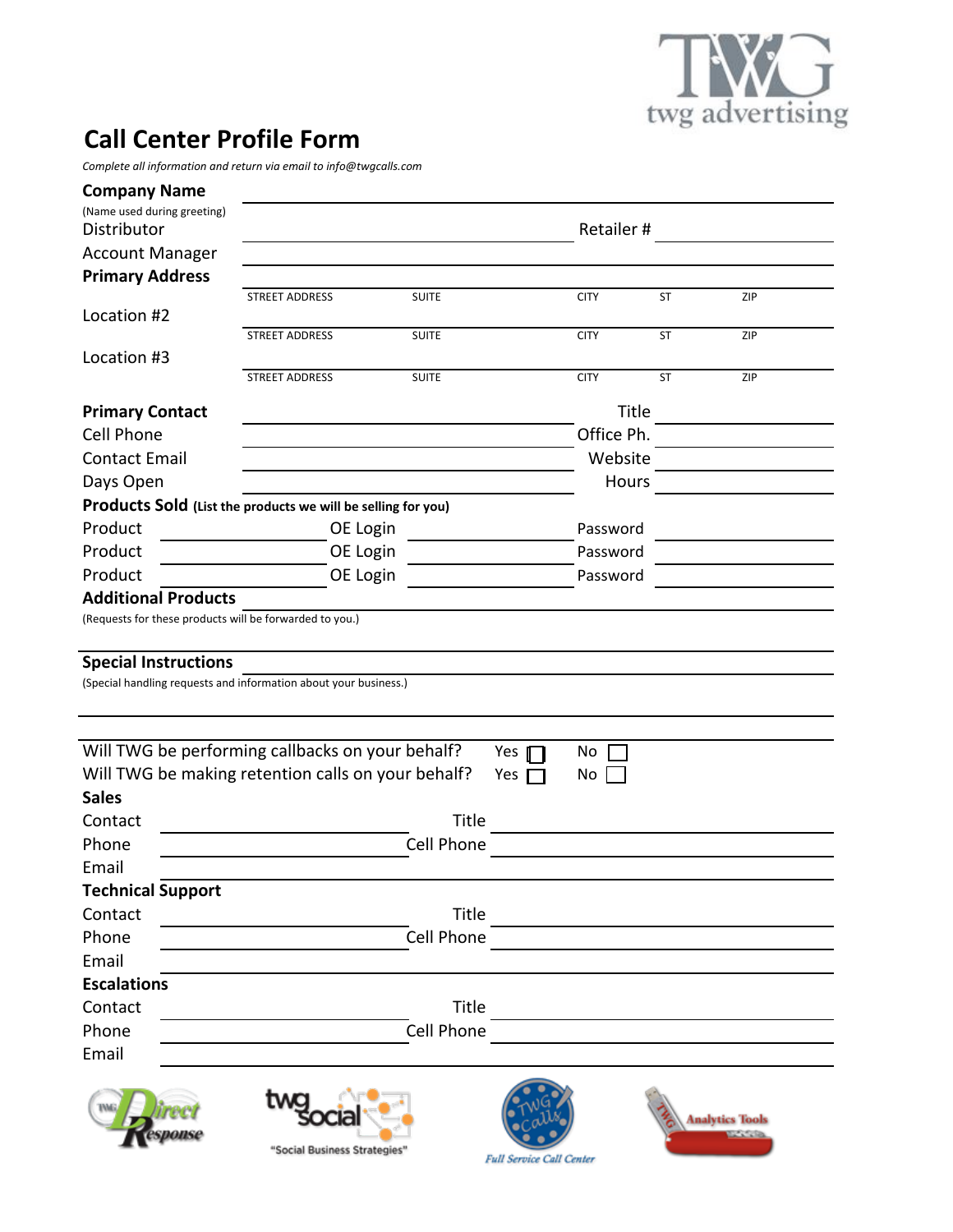twg advertising

# Call Center Profile Form

*Complete all information and return via email to info@twgcalls.com*

**Company Name** ____________________

(Name used during greeting)

Distributor ____________________ Retailer # ____________________

Account Manager ____________________

**Primary Address** ____________________

STREET ADDRESS  SUITE  CITY  ST  ZIP

Location #2 ____________________

STREET ADDRESS  SUITE  CITY  ST  ZIP

Location #3 ____________________

STREET ADDRESS  SUITE  CITY  ST  ZIP

**Primary Contact** ____________________ Title ____________________

Cell Phone ____________________ Office Ph. ____________________

Contact Email ____________________ Website ____________________

Days Open ____________________ Hours ____________________

**Products Sold (List the products we will be selling for you)**

Product ____________ OE Login ____________ Password ____________

Product ____________ OE Login ____________ Password ____________

Product ____________ OE Login ____________ Password ____________

**Additional Products** ____________________

(Requests for these products will be forwarded to you.)

**Special Instructions** ____________________

(Special handling requests and information about your business.)

Will TWG be performing callbacks on your behalf? Yes ☐ No ☐

Will TWG be making retention calls on your behalf? Yes ☐ No ☐

**Sales**

Contact ____________________ Title ____________________

Phone ____________________ Cell Phone ____________________

Email ____________________

**Technical Support**

Contact ____________________ Title ____________________

Phone ____________________ Cell Phone ____________________

Email ____________________

**Escalations**

Contact ____________________ Title ____________________

Phone ____________________ Cell Phone ____________________

Email ____________________

TWG Direct Response    twg social "Social Business Strategies"    TWG Calls Full Service Call Center    TWG Analytics Tools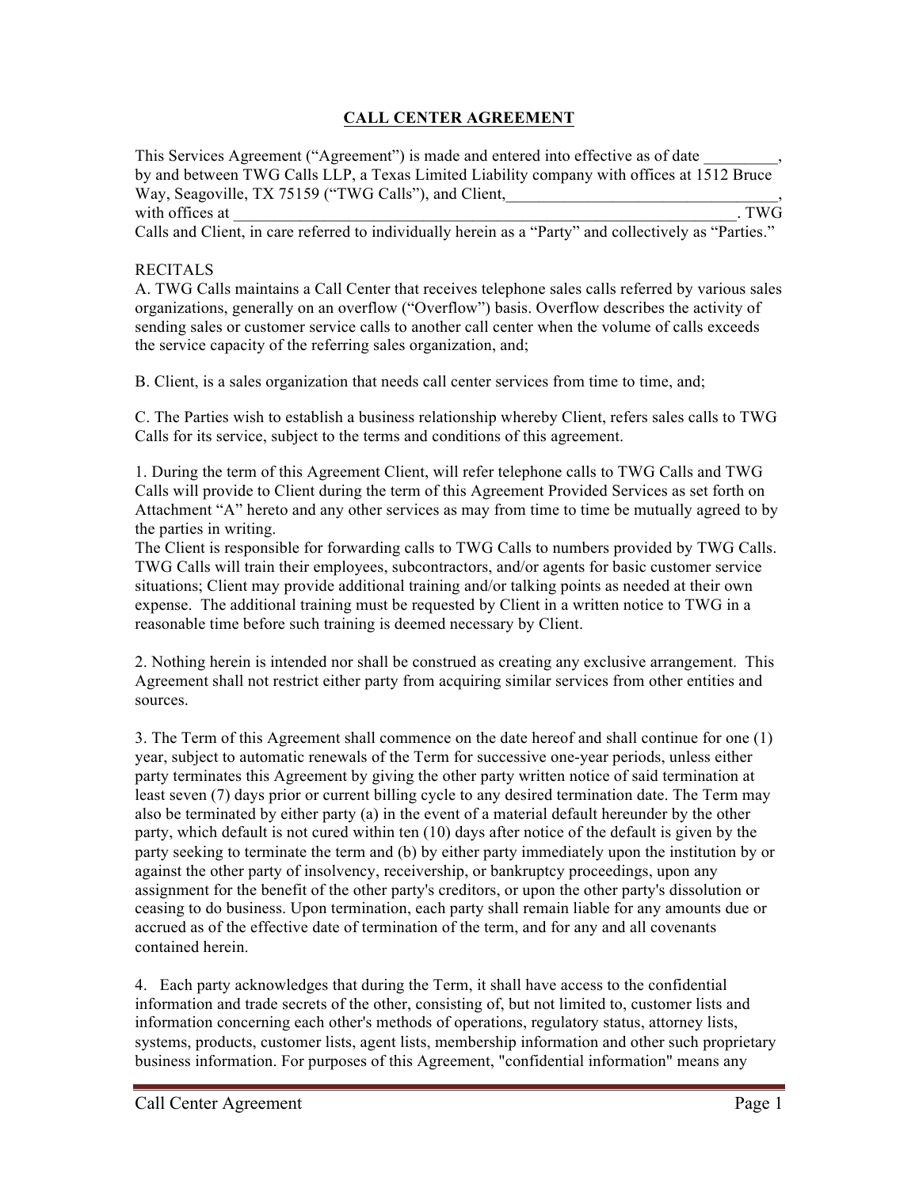# CALL CENTER AGREEMENT

This Services Agreement ("Agreement") is made and entered into effective as of date _________, by and between TWG Calls LLP, a Texas Limited Liability company with offices at 1512 Bruce Way, Seagoville, TX 75159 ("TWG Calls"), and Client,_________________________________, with offices at _______________________________________________________________. TWG Calls and Client, in care referred to individually herein as a "Party" and collectively as "Parties."

RECITALS

A. TWG Calls maintains a Call Center that receives telephone sales calls referred by various sales organizations, generally on an overflow ("Overflow") basis. Overflow describes the activity of sending sales or customer service calls to another call center when the volume of calls exceeds the service capacity of the referring sales organization, and;

B. Client, is a sales organization that needs call center services from time to time, and;

C. The Parties wish to establish a business relationship whereby Client, refers sales calls to TWG Calls for its service, subject to the terms and conditions of this agreement.

1. During the term of this Agreement Client, will refer telephone calls to TWG Calls and TWG Calls will provide to Client during the term of this Agreement Provided Services as set forth on Attachment "A" hereto and any other services as may from time to time be mutually agreed to by the parties in writing.
The Client is responsible for forwarding calls to TWG Calls to numbers provided by TWG Calls. TWG Calls will train their employees, subcontractors, and/or agents for basic customer service situations; Client may provide additional training and/or talking points as needed at their own expense. The additional training must be requested by Client in a written notice to TWG in a reasonable time before such training is deemed necessary by Client.

2. Nothing herein is intended nor shall be construed as creating any exclusive arrangement. This Agreement shall not restrict either party from acquiring similar services from other entities and sources.

3. The Term of this Agreement shall commence on the date hereof and shall continue for one (1) year, subject to automatic renewals of the Term for successive one-year periods, unless either party terminates this Agreement by giving the other party written notice of said termination at least seven (7) days prior or current billing cycle to any desired termination date. The Term may also be terminated by either party (a) in the event of a material default hereunder by the other party, which default is not cured within ten (10) days after notice of the default is given by the party seeking to terminate the term and (b) by either party immediately upon the institution by or against the other party of insolvency, receivership, or bankruptcy proceedings, upon any assignment for the benefit of the other party's creditors, or upon the other party's dissolution or ceasing to do business. Upon termination, each party shall remain liable for any amounts due or accrued as of the effective date of termination of the term, and for any and all covenants contained herein.

4. Each party acknowledges that during the Term, it shall have access to the confidential information and trade secrets of the other, consisting of, but not limited to, customer lists and information concerning each other's methods of operations, regulatory status, attorney lists, systems, products, customer lists, agent lists, membership information and other such proprietary business information. For purposes of this Agreement, "confidential information" means any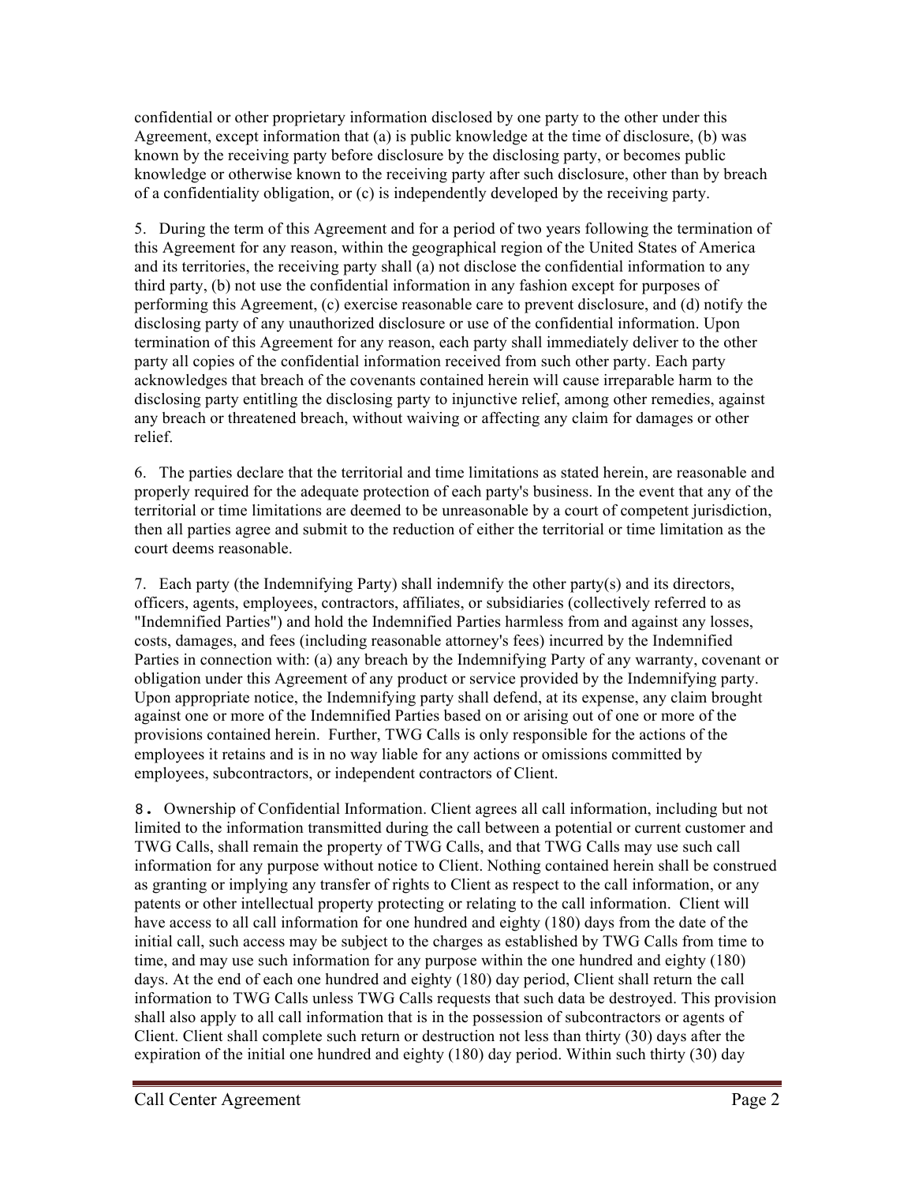confidential or other proprietary information disclosed by one party to the other under this Agreement, except information that (a) is public knowledge at the time of disclosure, (b) was known by the receiving party before disclosure by the disclosing party, or becomes public knowledge or otherwise known to the receiving party after such disclosure, other than by breach of a confidentiality obligation, or (c) is independently developed by the receiving party.

5. During the term of this Agreement and for a period of two years following the termination of this Agreement for any reason, within the geographical region of the United States of America and its territories, the receiving party shall (a) not disclose the confidential information to any third party, (b) not use the confidential information in any fashion except for purposes of performing this Agreement, (c) exercise reasonable care to prevent disclosure, and (d) notify the disclosing party of any unauthorized disclosure or use of the confidential information. Upon termination of this Agreement for any reason, each party shall immediately deliver to the other party all copies of the confidential information received from such other party. Each party acknowledges that breach of the covenants contained herein will cause irreparable harm to the disclosing party entitling the disclosing party to injunctive relief, among other remedies, against any breach or threatened breach, without waiving or affecting any claim for damages or other relief.

6. The parties declare that the territorial and time limitations as stated herein, are reasonable and properly required for the adequate protection of each party's business. In the event that any of the territorial or time limitations are deemed to be unreasonable by a court of competent jurisdiction, then all parties agree and submit to the reduction of either the territorial or time limitation as the court deems reasonable.

7. Each party (the Indemnifying Party) shall indemnify the other party(s) and its directors, officers, agents, employees, contractors, affiliates, or subsidiaries (collectively referred to as "Indemnified Parties") and hold the Indemnified Parties harmless from and against any losses, costs, damages, and fees (including reasonable attorney's fees) incurred by the Indemnified Parties in connection with: (a) any breach by the Indemnifying Party of any warranty, covenant or obligation under this Agreement of any product or service provided by the Indemnifying party. Upon appropriate notice, the Indemnifying party shall defend, at its expense, any claim brought against one or more of the Indemnified Parties based on or arising out of one or more of the provisions contained herein. Further, TWG Calls is only responsible for the actions of the employees it retains and is in no way liable for any actions or omissions committed by employees, subcontractors, or independent contractors of Client.

8. Ownership of Confidential Information. Client agrees all call information, including but not limited to the information transmitted during the call between a potential or current customer and TWG Calls, shall remain the property of TWG Calls, and that TWG Calls may use such call information for any purpose without notice to Client. Nothing contained herein shall be construed as granting or implying any transfer of rights to Client as respect to the call information, or any patents or other intellectual property protecting or relating to the call information. Client will have access to all call information for one hundred and eighty (180) days from the date of the initial call, such access may be subject to the charges as established by TWG Calls from time to time, and may use such information for any purpose within the one hundred and eighty (180) days. At the end of each one hundred and eighty (180) day period, Client shall return the call information to TWG Calls unless TWG Calls requests that such data be destroyed. This provision shall also apply to all call information that is in the possession of subcontractors or agents of Client. Client shall complete such return or destruction not less than thirty (30) days after the expiration of the initial one hundred and eighty (180) day period. Within such thirty (30) day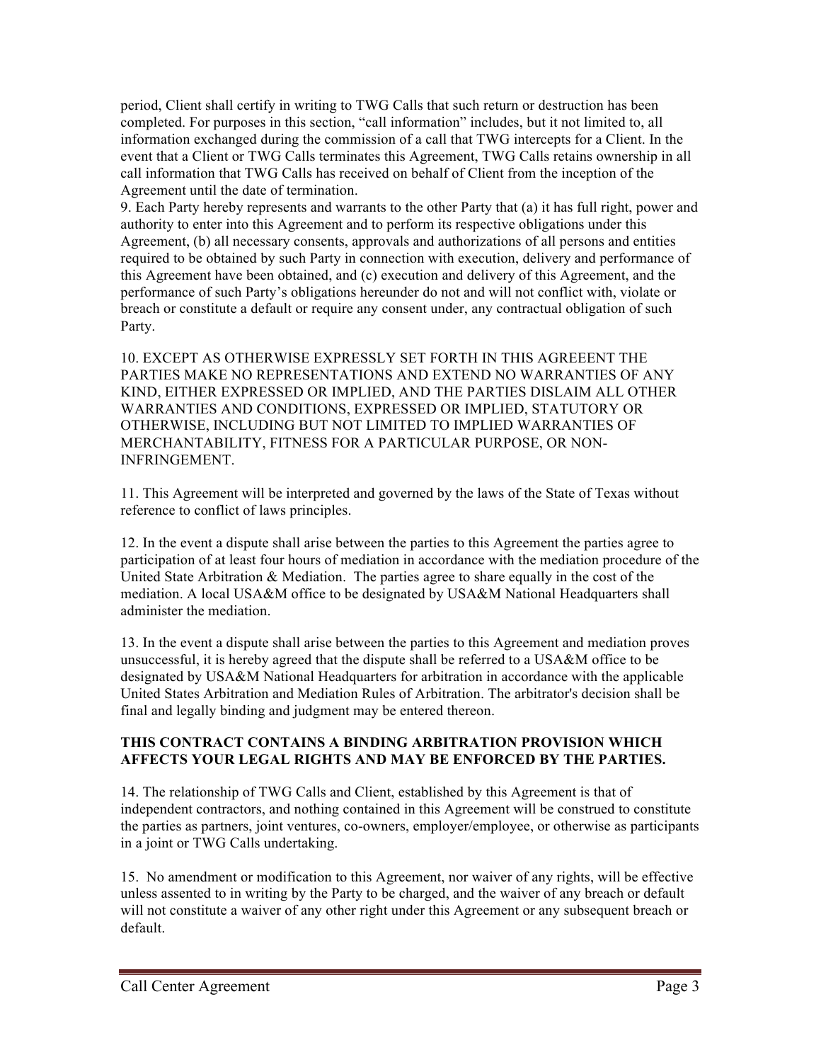period, Client shall certify in writing to TWG Calls that such return or destruction has been completed. For purposes in this section, "call information" includes, but it not limited to, all information exchanged during the commission of a call that TWG intercepts for a Client. In the event that a Client or TWG Calls terminates this Agreement, TWG Calls retains ownership in all call information that TWG Calls has received on behalf of Client from the inception of the Agreement until the date of termination.

9. Each Party hereby represents and warrants to the other Party that (a) it has full right, power and authority to enter into this Agreement and to perform its respective obligations under this Agreement, (b) all necessary consents, approvals and authorizations of all persons and entities required to be obtained by such Party in connection with execution, delivery and performance of this Agreement have been obtained, and (c) execution and delivery of this Agreement, and the performance of such Party's obligations hereunder do not and will not conflict with, violate or breach or constitute a default or require any consent under, any contractual obligation of such Party.

10. EXCEPT AS OTHERWISE EXPRESSLY SET FORTH IN THIS AGREEENT THE PARTIES MAKE NO REPRESENTATIONS AND EXTEND NO WARRANTIES OF ANY KIND, EITHER EXPRESSED OR IMPLIED, AND THE PARTIES DISLAIM ALL OTHER WARRANTIES AND CONDITIONS, EXPRESSED OR IMPLIED, STATUTORY OR OTHERWISE, INCLUDING BUT NOT LIMITED TO IMPLIED WARRANTIES OF MERCHANTABILITY, FITNESS FOR A PARTICULAR PURPOSE, OR NON-INFRINGEMENT.

11. This Agreement will be interpreted and governed by the laws of the State of Texas without reference to conflict of laws principles.

12. In the event a dispute shall arise between the parties to this Agreement the parties agree to participation of at least four hours of mediation in accordance with the mediation procedure of the United State Arbitration & Mediation. The parties agree to share equally in the cost of the mediation. A local USA&M office to be designated by USA&M National Headquarters shall administer the mediation.

13. In the event a dispute shall arise between the parties to this Agreement and mediation proves unsuccessful, it is hereby agreed that the dispute shall be referred to a USA&M office to be designated by USA&M National Headquarters for arbitration in accordance with the applicable United States Arbitration and Mediation Rules of Arbitration. The arbitrator's decision shall be final and legally binding and judgment may be entered thereon.

**THIS CONTRACT CONTAINS A BINDING ARBITRATION PROVISION WHICH AFFECTS YOUR LEGAL RIGHTS AND MAY BE ENFORCED BY THE PARTIES.**

14. The relationship of TWG Calls and Client, established by this Agreement is that of independent contractors, and nothing contained in this Agreement will be construed to constitute the parties as partners, joint ventures, co-owners, employer/employee, or otherwise as participants in a joint or TWG Calls undertaking.

15. No amendment or modification to this Agreement, nor waiver of any rights, will be effective unless assented to in writing by the Party to be charged, and the waiver of any breach or default will not constitute a waiver of any other right under this Agreement or any subsequent breach or default.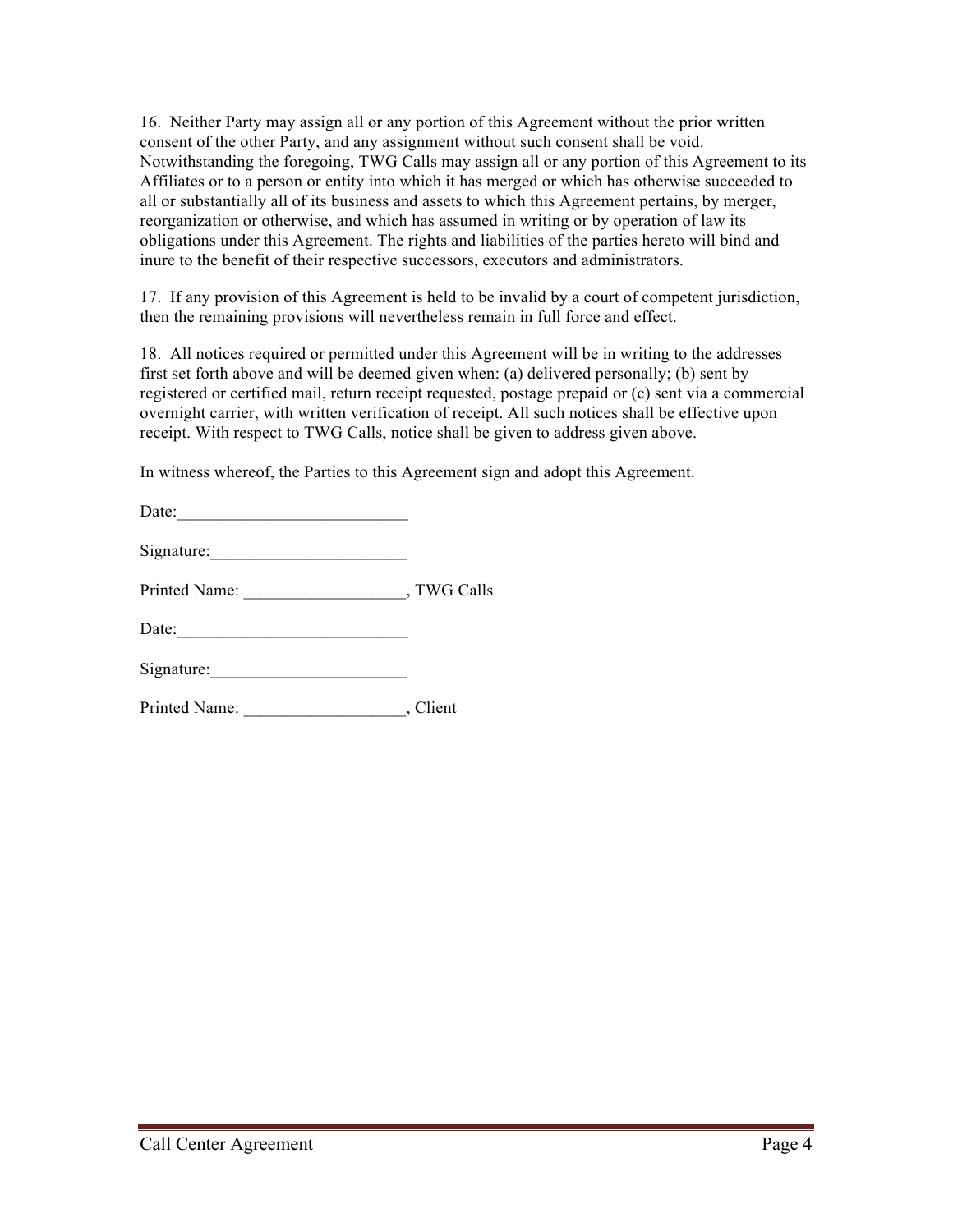16. Neither Party may assign all or any portion of this Agreement without the prior written consent of the other Party, and any assignment without such consent shall be void. Notwithstanding the foregoing, TWG Calls may assign all or any portion of this Agreement to its Affiliates or to a person or entity into which it has merged or which has otherwise succeeded to all or substantially all of its business and assets to which this Agreement pertains, by merger, reorganization or otherwise, and which has assumed in writing or by operation of law its obligations under this Agreement. The rights and liabilities of the parties hereto will bind and inure to the benefit of their respective successors, executors and administrators.

17. If any provision of this Agreement is held to be invalid by a court of competent jurisdiction, then the remaining provisions will nevertheless remain in full force and effect.

18. All notices required or permitted under this Agreement will be in writing to the addresses first set forth above and will be deemed given when: (a) delivered personally; (b) sent by registered or certified mail, return receipt requested, postage prepaid or (c) sent via a commercial overnight carrier, with written verification of receipt. All such notices shall be effective upon receipt. With respect to TWG Calls, notice shall be given to address given above.

In witness whereof, the Parties to this Agreement sign and adopt this Agreement.

Date:___________________________

Signature:______________________

Printed Name: __________________, TWG Calls

Date:___________________________

Signature:______________________

Printed Name: __________________, Client